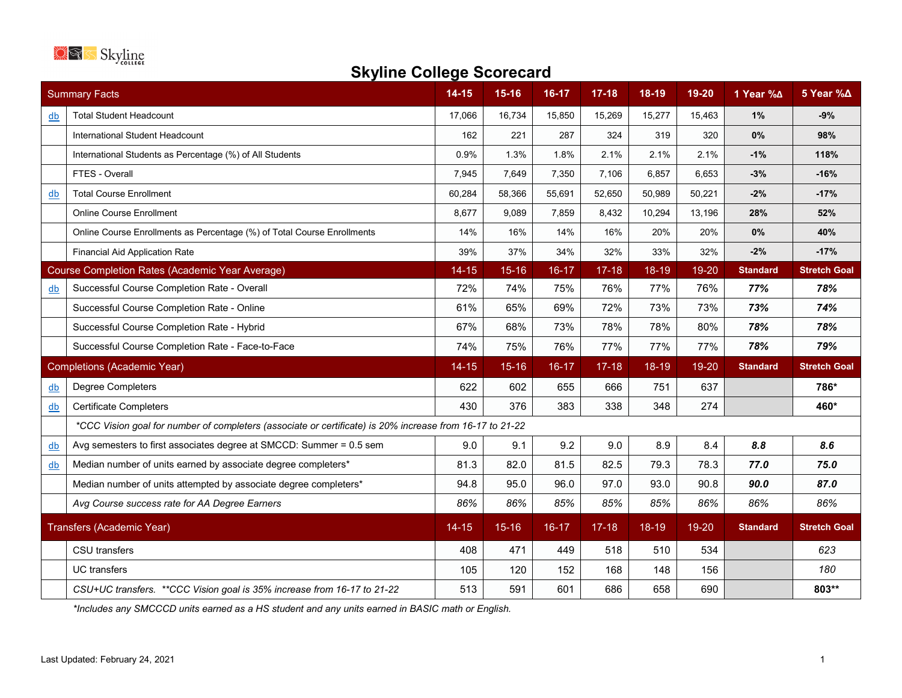# Skyline College Scorecard

| | Summary Facts | 14-15 | 15-16 | 16-17 | 17-18 | 18-19 | 19-20 | 1 Year %Δ | 5 Year %Δ |
|---|---|---|---|---|---|---|---|---|---|
| db | Total Student Headcount | 17,066 | 16,734 | 15,850 | 15,269 | 15,277 | 15,463 | **1%** | **-9%** |
| | International Student Headcount | 162 | 221 | 287 | 324 | 319 | 320 | **0%** | **98%** |
| | International Students as Percentage (%) of All Students | 0.9% | 1.3% | 1.8% | 2.1% | 2.1% | 2.1% | **-1%** | **118%** |
| | FTES - Overall | 7,945 | 7,649 | 7,350 | 7,106 | 6,857 | 6,653 | **-3%** | **-16%** |
| db | Total Course Enrollment | 60,284 | 58,366 | 55,691 | 52,650 | 50,989 | 50,221 | **-2%** | **-17%** |
| | Online Course Enrollment | 8,677 | 9,089 | 7,859 | 8,432 | 10,294 | 13,196 | **28%** | **52%** |
| | Online Course Enrollments as Percentage (%) of Total Course Enrollments | 14% | 16% | 14% | 16% | 20% | 20% | **0%** | **40%** |
| | Financial Aid Application Rate | 39% | 37% | 34% | 32% | 33% | 32% | **-2%** | **-17%** |
| | **Course Completion Rates (Academic Year Average)** | **14-15** | **15-16** | **16-17** | **17-18** | **18-19** | **19-20** | **Standard** | **Stretch Goal** |
| db | Successful Course Completion Rate - Overall | 72% | 74% | 75% | 76% | 77% | 76% | ***77%*** | ***78%*** |
| | Successful Course Completion Rate - Online | 61% | 65% | 69% | 72% | 73% | 73% | ***73%*** | ***74%*** |
| | Successful Course Completion Rate - Hybrid | 67% | 68% | 73% | 78% | 78% | 80% | ***78%*** | ***78%*** |
| | Successful Course Completion Rate - Face-to-Face | 74% | 75% | 76% | 77% | 77% | 77% | ***78%*** | ***79%*** |
| | **Completions (Academic Year)** | **14-15** | **15-16** | **16-17** | **17-18** | **18-19** | **19-20** | **Standard** | **Stretch Goal** |
| db | Degree Completers | 622 | 602 | 655 | 666 | 751 | 637 | | **786*** |
| db | Certificate Completers | 430 | 376 | 383 | 338 | 348 | 274 | | **460*** |
| | *\*CCC Vision goal for number of completers (associate or certificate) is 20% increase from 16-17 to 21-22* | | | | | | | | |
| db | Avg semesters to first associates degree at SMCCD: Summer = 0.5 sem | 9.0 | 9.1 | 9.2 | 9.0 | 8.9 | 8.4 | ***8.8*** | ***8.6*** |
| db | Median number of units earned by associate degree completers* | 81.3 | 82.0 | 81.5 | 82.5 | 79.3 | 78.3 | ***77.0*** | ***75.0*** |
| | Median number of units attempted by associate degree completers* | 94.8 | 95.0 | 96.0 | 97.0 | 93.0 | 90.8 | ***90.0*** | ***87.0*** |
| | *Avg Course success rate for AA Degree Earners* | *86%* | *86%* | *85%* | *85%* | *85%* | *86%* | *86%* | *86%* |
| | **Transfers (Academic Year)** | **14-15** | **15-16** | **16-17** | **17-18** | **18-19** | **19-20** | **Standard** | **Stretch Goal** |
| | CSU transfers | 408 | 471 | 449 | 518 | 510 | 534 | | *623* |
| | UC transfers | 105 | 120 | 152 | 168 | 148 | 156 | | *180* |
| | *CSU+UC transfers. \*\*CCC Vision goal is 35% increase from 16-17 to 21-22* | 513 | 591 | 601 | 686 | 658 | 690 | | **803\*\*** |

*\*Includes any SMCCCD units earned as a HS student and any units earned in BASIC math or English.*

Last Updated: February 24, 2021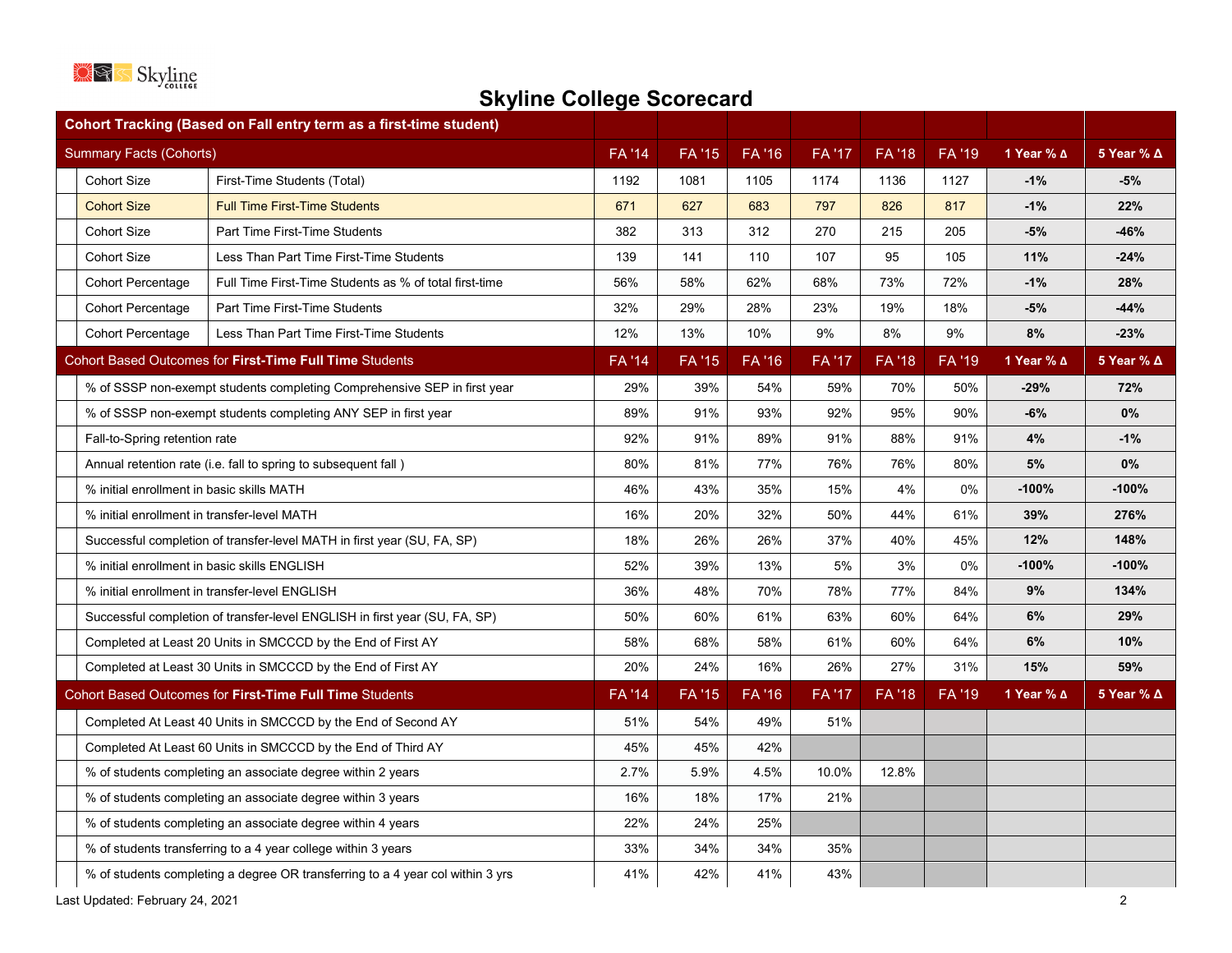# Skyline College Scorecard

| Cohort Tracking (Based on Fall entry term as a first-time student) | | | | | | | | | |
|---|---|---|---|---|---|---|---|---|---|
| **Summary Facts (Cohorts)** | | FA '14 | FA '15 | FA '16 | FA '17 | FA '18 | FA '19 | 1 Year % Δ | 5 Year % Δ |
| Cohort Size | First-Time Students (Total) | 1192 | 1081 | 1105 | 1174 | 1136 | 1127 | **-1%** | **-5%** |
| Cohort Size | Full Time First-Time Students | 671 | 627 | 683 | 797 | 826 | 817 | **-1%** | **22%** |
| Cohort Size | Part Time First-Time Students | 382 | 313 | 312 | 270 | 215 | 205 | **-5%** | **-46%** |
| Cohort Size | Less Than Part Time First-Time Students | 139 | 141 | 110 | 107 | 95 | 105 | **11%** | **-24%** |
| Cohort Percentage | Full Time First-Time Students as % of total first-time | 56% | 58% | 62% | 68% | 73% | 72% | **-1%** | **28%** |
| Cohort Percentage | Part Time First-Time Students | 32% | 29% | 28% | 23% | 19% | 18% | **-5%** | **-44%** |
| Cohort Percentage | Less Than Part Time First-Time Students | 12% | 13% | 10% | 9% | 8% | 9% | **8%** | **-23%** |
| **Cohort Based Outcomes for First-Time Full Time Students** | | FA '14 | FA '15 | FA '16 | FA '17 | FA '18 | FA '19 | 1 Year % Δ | 5 Year % Δ |
| % of SSSP non-exempt students completing Comprehensive SEP in first year | | 29% | 39% | 54% | 59% | 70% | 50% | **-29%** | **72%** |
| % of SSSP non-exempt students completing ANY SEP in first year | | 89% | 91% | 93% | 92% | 95% | 90% | **-6%** | **0%** |
| Fall-to-Spring retention rate | | 92% | 91% | 89% | 91% | 88% | 91% | **4%** | **-1%** |
| Annual retention rate (i.e. fall to spring to subsequent fall ) | | 80% | 81% | 77% | 76% | 76% | 80% | **5%** | **0%** |
| % initial enrollment in basic skills MATH | | 46% | 43% | 35% | 15% | 4% | 0% | **-100%** | **-100%** |
| % initial enrollment in transfer-level MATH | | 16% | 20% | 32% | 50% | 44% | 61% | **39%** | **276%** |
| Successful completion of transfer-level MATH in first year (SU, FA, SP) | | 18% | 26% | 26% | 37% | 40% | 45% | **12%** | **148%** |
| % initial enrollment in basic skills ENGLISH | | 52% | 39% | 13% | 5% | 3% | 0% | **-100%** | **-100%** |
| % initial enrollment in transfer-level ENGLISH | | 36% | 48% | 70% | 78% | 77% | 84% | **9%** | **134%** |
| Successful completion of transfer-level ENGLISH in first year (SU, FA, SP) | | 50% | 60% | 61% | 63% | 60% | 64% | **6%** | **29%** |
| Completed at Least 20 Units in SMCCCD by the End of First AY | | 58% | 68% | 58% | 61% | 60% | 64% | **6%** | **10%** |
| Completed at Least 30 Units in SMCCCD by the End of First AY | | 20% | 24% | 16% | 26% | 27% | 31% | **15%** | **59%** |
| **Cohort Based Outcomes for First-Time Full Time Students** | | FA '14 | FA '15 | FA '16 | FA '17 | FA '18 | FA '19 | 1 Year % Δ | 5 Year % Δ |
| Completed At Least 40 Units in SMCCCD by the End of Second AY | | 51% | 54% | 49% | 51% | | | | |
| Completed At Least 60 Units in SMCCCD by the End of Third AY | | 45% | 45% | 42% | | | | | |
| % of students completing an associate degree within 2 years | | 2.7% | 5.9% | 4.5% | 10.0% | 12.8% | | | |
| % of students completing an associate degree within 3 years | | 16% | 18% | 17% | 21% | | | | |
| % of students completing an associate degree within 4 years | | 22% | 24% | 25% | | | | | |
| % of students transferring to a 4 year college within 3 years | | 33% | 34% | 34% | 35% | | | | |
| % of students completing a degree OR transferring to a 4 year col within 3 yrs | | 41% | 42% | 41% | 43% | | | | |

Last Updated: February 24, 2021